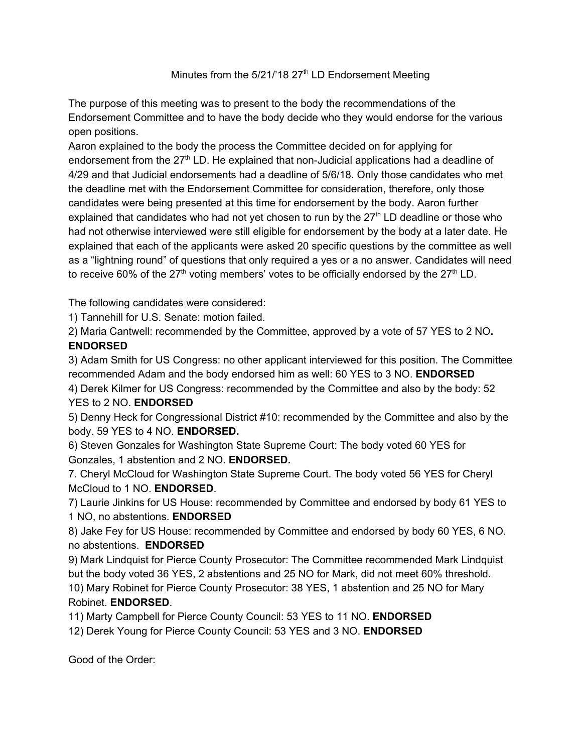Minutes from the 5/21/'18 27th LD Endorsement Meeting

The purpose of this meeting was to present to the body the recommendations of the Endorsement Committee and to have the body decide who they would endorse for the various open positions.

Aaron explained to the body the process the Committee decided on for applying for endorsement from the 27th LD. He explained that non-Judicial applications had a deadline of 4/29 and that Judicial endorsements had a deadline of 5/6/18. Only those candidates who met the deadline met with the Endorsement Committee for consideration, therefore, only those candidates were being presented at this time for endorsement by the body. Aaron further explained that candidates who had not yet chosen to run by the 27th LD deadline or those who had not otherwise interviewed were still eligible for endorsement by the body at a later date. He explained that each of the applicants were asked 20 specific questions by the committee as well as a "lightning round" of questions that only required a yes or a no answer. Candidates will need to receive 60% of the 27th voting members' votes to be officially endorsed by the 27th LD.

The following candidates were considered:

1) Tannehill for U.S. Senate: motion failed.

2) Maria Cantwell: recommended by the Committee, approved by a vote of 57 YES to 2 NO**.** **ENDORSED**

3) Adam Smith for US Congress: no other applicant interviewed for this position. The Committee recommended Adam and the body endorsed him as well: 60 YES to 3 NO. **ENDORSED**

4) Derek Kilmer for US Congress: recommended by the Committee and also by the body: 52 YES to 2 NO. **ENDORSED**

5) Denny Heck for Congressional District #10: recommended by the Committee and also by the body. 59 YES to 4 NO. **ENDORSED.**

6) Steven Gonzales for Washington State Supreme Court: The body voted 60 YES for Gonzales, 1 abstention and 2 NO. **ENDORSED.**

7. Cheryl McCloud for Washington State Supreme Court. The body voted 56 YES for Cheryl McCloud to 1 NO. **ENDORSED**.

7) Laurie Jinkins for US House: recommended by Committee and endorsed by body 61 YES to 1 NO, no abstentions. **ENDORSED**

8) Jake Fey for US House: recommended by Committee and endorsed by body 60 YES, 6 NO. no abstentions. **ENDORSED**

9) Mark Lindquist for Pierce County Prosecutor: The Committee recommended Mark Lindquist but the body voted 36 YES, 2 abstentions and 25 NO for Mark, did not meet 60% threshold.

10) Mary Robinet for Pierce County Prosecutor: 38 YES, 1 abstention and 25 NO for Mary Robinet. **ENDORSED**.

11) Marty Campbell for Pierce County Council: 53 YES to 11 NO. **ENDORSED**

12) Derek Young for Pierce County Council: 53 YES and 3 NO. **ENDORSED**

Good of the Order: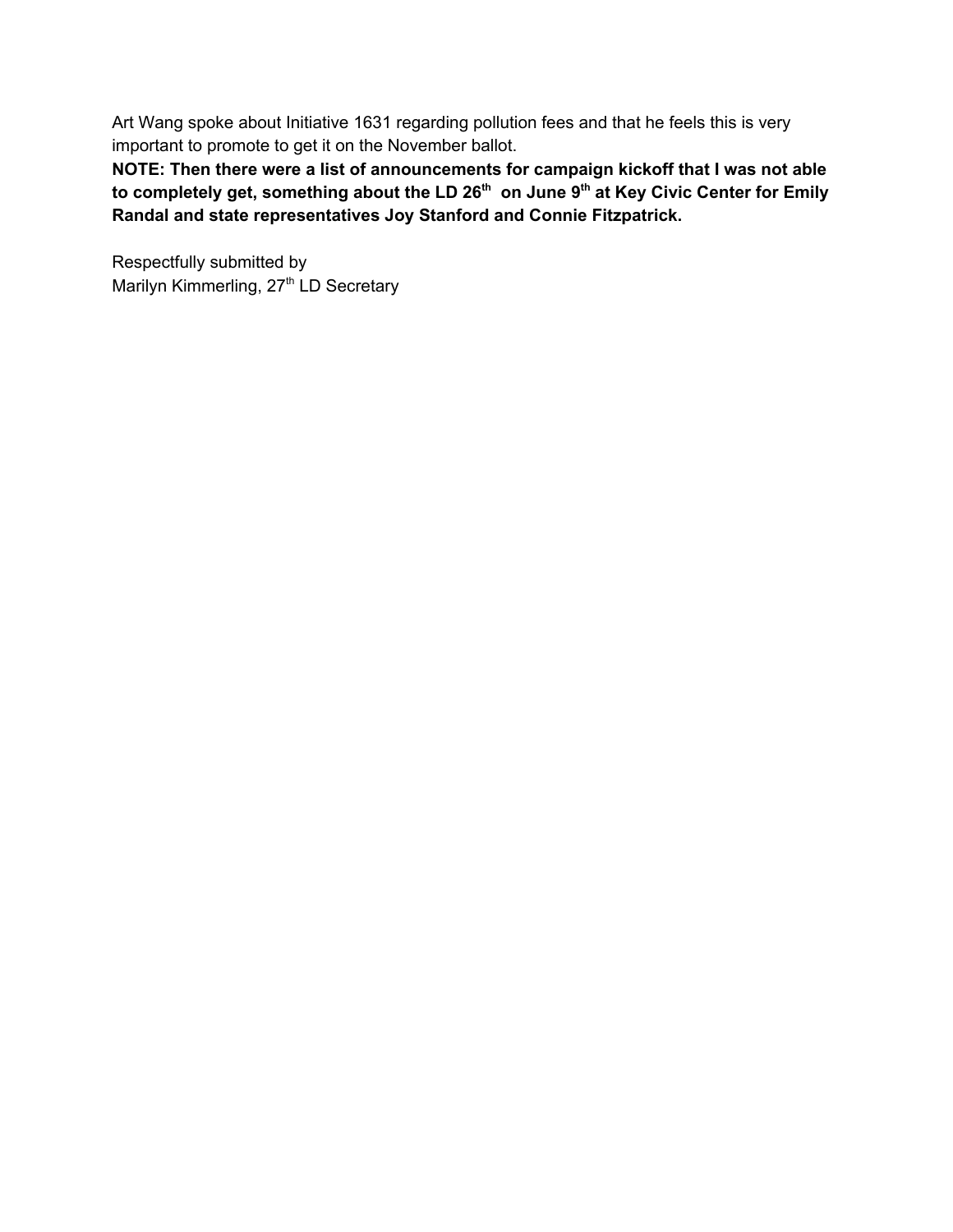Art Wang spoke about Initiative 1631 regarding pollution fees and that he feels this is very important to promote to get it on the November ballot.

**NOTE: Then there were a list of announcements for campaign kickoff that I was not able to completely get, something about the LD 26th on June 9th at Key Civic Center for Emily Randal and state representatives Joy Stanford and Connie Fitzpatrick.**

Respectfully submitted by
Marilyn Kimmerling, 27th LD Secretary